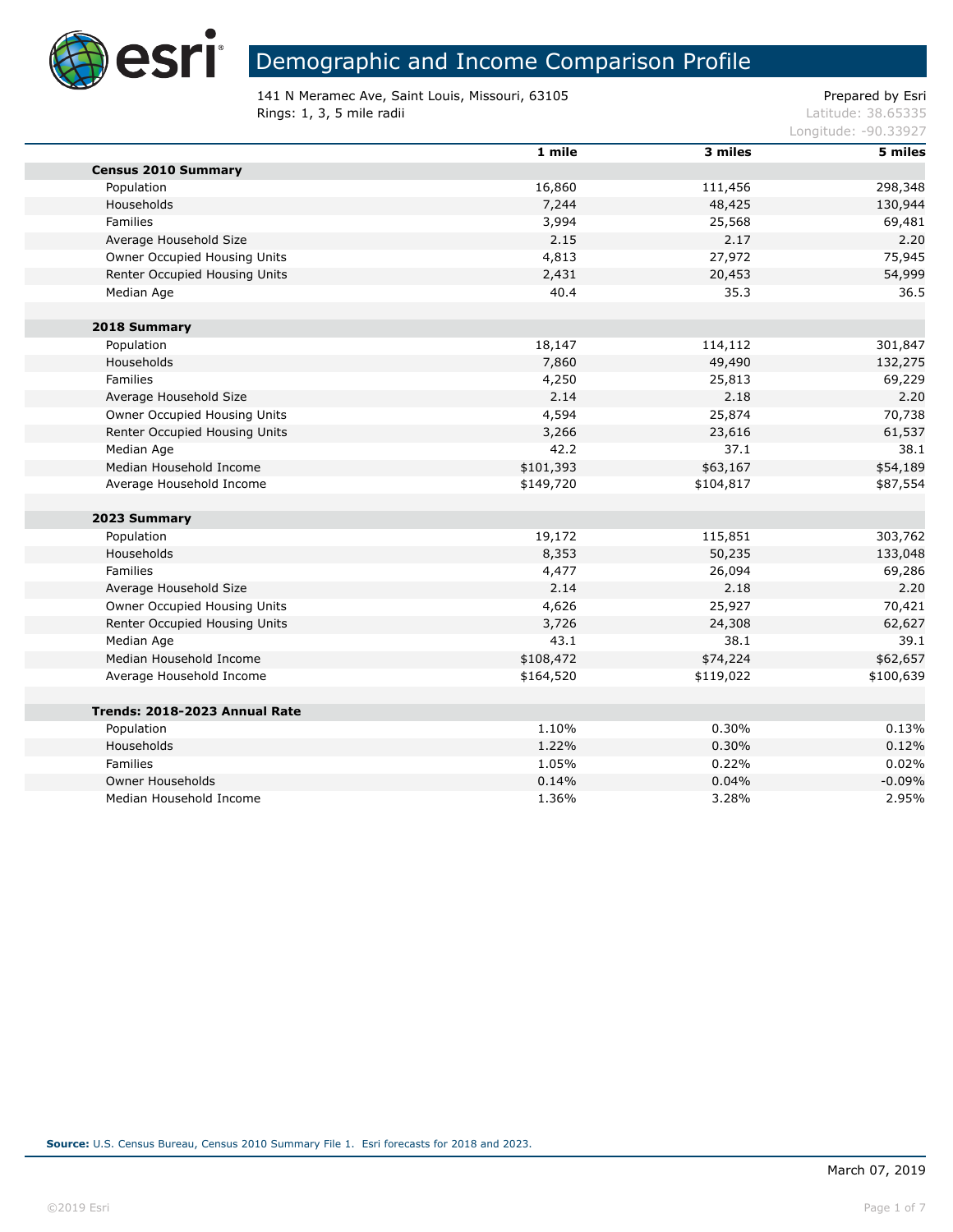# Demographic and Income Comparison Profile

141 N Meramec Ave, Saint Louis, Missouri, 63105
Rings: 1, 3, 5 mile radii

Prepared by Esri
Latitude: 38.65335
Longitude: -90.33927

| | 1 mile | 3 miles | 5 miles |
|---|---|---|---|
| **Census 2010 Summary** | | | |
| Population | 16,860 | 111,456 | 298,348 |
| Households | 7,244 | 48,425 | 130,944 |
| Families | 3,994 | 25,568 | 69,481 |
| Average Household Size | 2.15 | 2.17 | 2.20 |
| Owner Occupied Housing Units | 4,813 | 27,972 | 75,945 |
| Renter Occupied Housing Units | 2,431 | 20,453 | 54,999 |
| Median Age | 40.4 | 35.3 | 36.5 |
| **2018 Summary** | | | |
| Population | 18,147 | 114,112 | 301,847 |
| Households | 7,860 | 49,490 | 132,275 |
| Families | 4,250 | 25,813 | 69,229 |
| Average Household Size | 2.14 | 2.18 | 2.20 |
| Owner Occupied Housing Units | 4,594 | 25,874 | 70,738 |
| Renter Occupied Housing Units | 3,266 | 23,616 | 61,537 |
| Median Age | 42.2 | 37.1 | 38.1 |
| Median Household Income | $101,393 | $63,167 | $54,189 |
| Average Household Income | $149,720 | $104,817 | $87,554 |
| **2023 Summary** | | | |
| Population | 19,172 | 115,851 | 303,762 |
| Households | 8,353 | 50,235 | 133,048 |
| Families | 4,477 | 26,094 | 69,286 |
| Average Household Size | 2.14 | 2.18 | 2.20 |
| Owner Occupied Housing Units | 4,626 | 25,927 | 70,421 |
| Renter Occupied Housing Units | 3,726 | 24,308 | 62,627 |
| Median Age | 43.1 | 38.1 | 39.1 |
| Median Household Income | $108,472 | $74,224 | $62,657 |
| Average Household Income | $164,520 | $119,022 | $100,639 |
| **Trends: 2018-2023 Annual Rate** | | | |
| Population | 1.10% | 0.30% | 0.13% |
| Households | 1.22% | 0.30% | 0.12% |
| Families | 1.05% | 0.22% | 0.02% |
| Owner Households | 0.14% | 0.04% | -0.09% |
| Median Household Income | 1.36% | 3.28% | 2.95% |

**Source:** U.S. Census Bureau, Census 2010 Summary File 1. Esri forecasts for 2018 and 2023.

March 07, 2019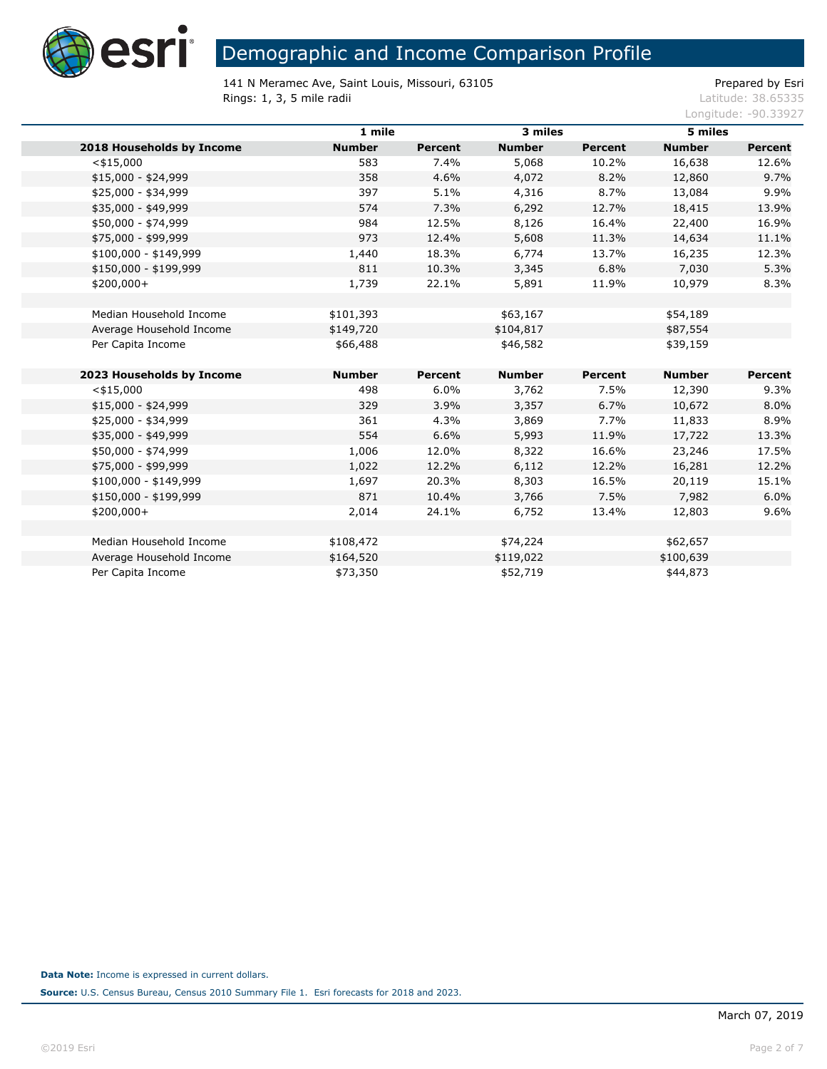# Demographic and Income Comparison Profile

141 N Meramec Ave, Saint Louis, Missouri, 63105
Rings: 1, 3, 5 mile radii

Prepared by Esri
Latitude: 38.65335
Longitude: -90.33927

| | 1 mile | | 3 miles | | 5 miles | |
|---|---|---|---|---|---|---|
| **2018 Households by Income** | **Number** | **Percent** | **Number** | **Percent** | **Number** | **Percent** |
| <$15,000 | 583 | 7.4% | 5,068 | 10.2% | 16,638 | 12.6% |
| $15,000 - $24,999 | 358 | 4.6% | 4,072 | 8.2% | 12,860 | 9.7% |
| $25,000 - $34,999 | 397 | 5.1% | 4,316 | 8.7% | 13,084 | 9.9% |
| $35,000 - $49,999 | 574 | 7.3% | 6,292 | 12.7% | 18,415 | 13.9% |
| $50,000 - $74,999 | 984 | 12.5% | 8,126 | 16.4% | 22,400 | 16.9% |
| $75,000 - $99,999 | 973 | 12.4% | 5,608 | 11.3% | 14,634 | 11.1% |
| $100,000 - $149,999 | 1,440 | 18.3% | 6,774 | 13.7% | 16,235 | 12.3% |
| $150,000 - $199,999 | 811 | 10.3% | 3,345 | 6.8% | 7,030 | 5.3% |
| $200,000+ | 1,739 | 22.1% | 5,891 | 11.9% | 10,979 | 8.3% |
| | | | | | | |
| Median Household Income | $101,393 | | $63,167 | | $54,189 | |
| Average Household Income | $149,720 | | $104,817 | | $87,554 | |
| Per Capita Income | $66,488 | | $46,582 | | $39,159 | |
| | | | | | | |
| **2023 Households by Income** | **Number** | **Percent** | **Number** | **Percent** | **Number** | **Percent** |
| <$15,000 | 498 | 6.0% | 3,762 | 7.5% | 12,390 | 9.3% |
| $15,000 - $24,999 | 329 | 3.9% | 3,357 | 6.7% | 10,672 | 8.0% |
| $25,000 - $34,999 | 361 | 4.3% | 3,869 | 7.7% | 11,833 | 8.9% |
| $35,000 - $49,999 | 554 | 6.6% | 5,993 | 11.9% | 17,722 | 13.3% |
| $50,000 - $74,999 | 1,006 | 12.0% | 8,322 | 16.6% | 23,246 | 17.5% |
| $75,000 - $99,999 | 1,022 | 12.2% | 6,112 | 12.2% | 16,281 | 12.2% |
| $100,000 - $149,999 | 1,697 | 20.3% | 8,303 | 16.5% | 20,119 | 15.1% |
| $150,000 - $199,999 | 871 | 10.4% | 3,766 | 7.5% | 7,982 | 6.0% |
| $200,000+ | 2,014 | 24.1% | 6,752 | 13.4% | 12,803 | 9.6% |
| | | | | | | |
| Median Household Income | $108,472 | | $74,224 | | $62,657 | |
| Average Household Income | $164,520 | | $119,022 | | $100,639 | |
| Per Capita Income | $73,350 | | $52,719 | | $44,873 | |

**Data Note:** Income is expressed in current dollars.

**Source:** U.S. Census Bureau, Census 2010 Summary File 1. Esri forecasts for 2018 and 2023.

March 07, 2019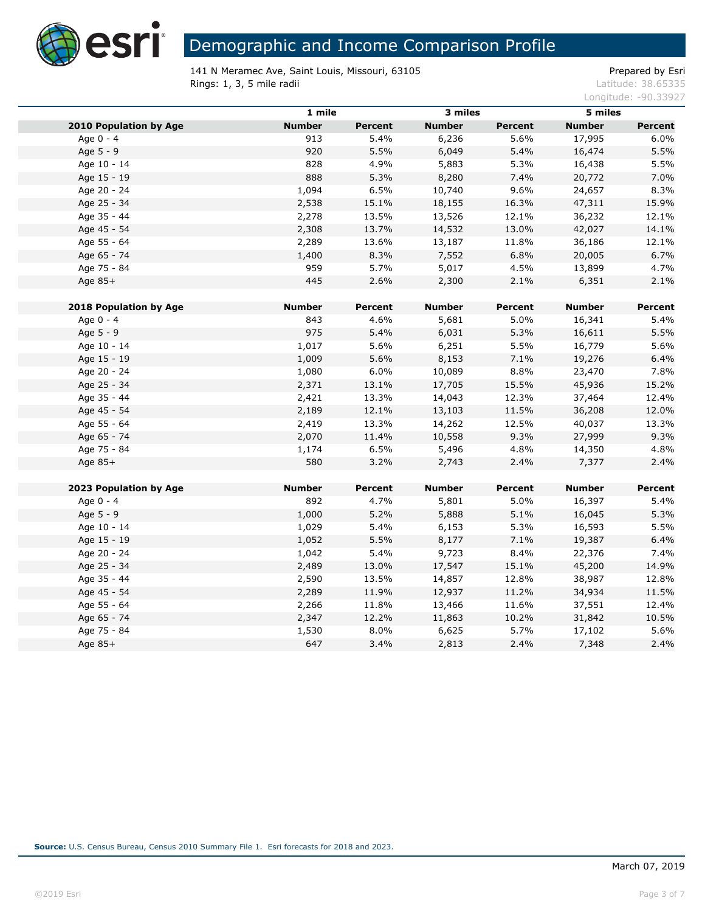# Demographic and Income Comparison Profile

141 N Meramec Ave, Saint Louis, Missouri, 63105
Rings: 1, 3, 5 mile radii

Prepared by Esri
Latitude: 38.65335
Longitude: -90.33927

| | 1 mile | | 3 miles | | 5 miles | |
|---|---|---|---|---|---|---|
| **2010 Population by Age** | **Number** | **Percent** | **Number** | **Percent** | **Number** | **Percent** |
| Age 0 - 4 | 913 | 5.4% | 6,236 | 5.6% | 17,995 | 6.0% |
| Age 5 - 9 | 920 | 5.5% | 6,049 | 5.4% | 16,474 | 5.5% |
| Age 10 - 14 | 828 | 4.9% | 5,883 | 5.3% | 16,438 | 5.5% |
| Age 15 - 19 | 888 | 5.3% | 8,280 | 7.4% | 20,772 | 7.0% |
| Age 20 - 24 | 1,094 | 6.5% | 10,740 | 9.6% | 24,657 | 8.3% |
| Age 25 - 34 | 2,538 | 15.1% | 18,155 | 16.3% | 47,311 | 15.9% |
| Age 35 - 44 | 2,278 | 13.5% | 13,526 | 12.1% | 36,232 | 12.1% |
| Age 45 - 54 | 2,308 | 13.7% | 14,532 | 13.0% | 42,027 | 14.1% |
| Age 55 - 64 | 2,289 | 13.6% | 13,187 | 11.8% | 36,186 | 12.1% |
| Age 65 - 74 | 1,400 | 8.3% | 7,552 | 6.8% | 20,005 | 6.7% |
| Age 75 - 84 | 959 | 5.7% | 5,017 | 4.5% | 13,899 | 4.7% |
| Age 85+ | 445 | 2.6% | 2,300 | 2.1% | 6,351 | 2.1% |
| | | | | | | |
| **2018 Population by Age** | **Number** | **Percent** | **Number** | **Percent** | **Number** | **Percent** |
| Age 0 - 4 | 843 | 4.6% | 5,681 | 5.0% | 16,341 | 5.4% |
| Age 5 - 9 | 975 | 5.4% | 6,031 | 5.3% | 16,611 | 5.5% |
| Age 10 - 14 | 1,017 | 5.6% | 6,251 | 5.5% | 16,779 | 5.6% |
| Age 15 - 19 | 1,009 | 5.6% | 8,153 | 7.1% | 19,276 | 6.4% |
| Age 20 - 24 | 1,080 | 6.0% | 10,089 | 8.8% | 23,470 | 7.8% |
| Age 25 - 34 | 2,371 | 13.1% | 17,705 | 15.5% | 45,936 | 15.2% |
| Age 35 - 44 | 2,421 | 13.3% | 14,043 | 12.3% | 37,464 | 12.4% |
| Age 45 - 54 | 2,189 | 12.1% | 13,103 | 11.5% | 36,208 | 12.0% |
| Age 55 - 64 | 2,419 | 13.3% | 14,262 | 12.5% | 40,037 | 13.3% |
| Age 65 - 74 | 2,070 | 11.4% | 10,558 | 9.3% | 27,999 | 9.3% |
| Age 75 - 84 | 1,174 | 6.5% | 5,496 | 4.8% | 14,350 | 4.8% |
| Age 85+ | 580 | 3.2% | 2,743 | 2.4% | 7,377 | 2.4% |
| | | | | | | |
| **2023 Population by Age** | **Number** | **Percent** | **Number** | **Percent** | **Number** | **Percent** |
| Age 0 - 4 | 892 | 4.7% | 5,801 | 5.0% | 16,397 | 5.4% |
| Age 5 - 9 | 1,000 | 5.2% | 5,888 | 5.1% | 16,045 | 5.3% |
| Age 10 - 14 | 1,029 | 5.4% | 6,153 | 5.3% | 16,593 | 5.5% |
| Age 15 - 19 | 1,052 | 5.5% | 8,177 | 7.1% | 19,387 | 6.4% |
| Age 20 - 24 | 1,042 | 5.4% | 9,723 | 8.4% | 22,376 | 7.4% |
| Age 25 - 34 | 2,489 | 13.0% | 17,547 | 15.1% | 45,200 | 14.9% |
| Age 35 - 44 | 2,590 | 13.5% | 14,857 | 12.8% | 38,987 | 12.8% |
| Age 45 - 54 | 2,289 | 11.9% | 12,937 | 11.2% | 34,934 | 11.5% |
| Age 55 - 64 | 2,266 | 11.8% | 13,466 | 11.6% | 37,551 | 12.4% |
| Age 65 - 74 | 2,347 | 12.2% | 11,863 | 10.2% | 31,842 | 10.5% |
| Age 75 - 84 | 1,530 | 8.0% | 6,625 | 5.7% | 17,102 | 5.6% |
| Age 85+ | 647 | 3.4% | 2,813 | 2.4% | 7,348 | 2.4% |

**Source:** U.S. Census Bureau, Census 2010 Summary File 1. Esri forecasts for 2018 and 2023.

March 07, 2019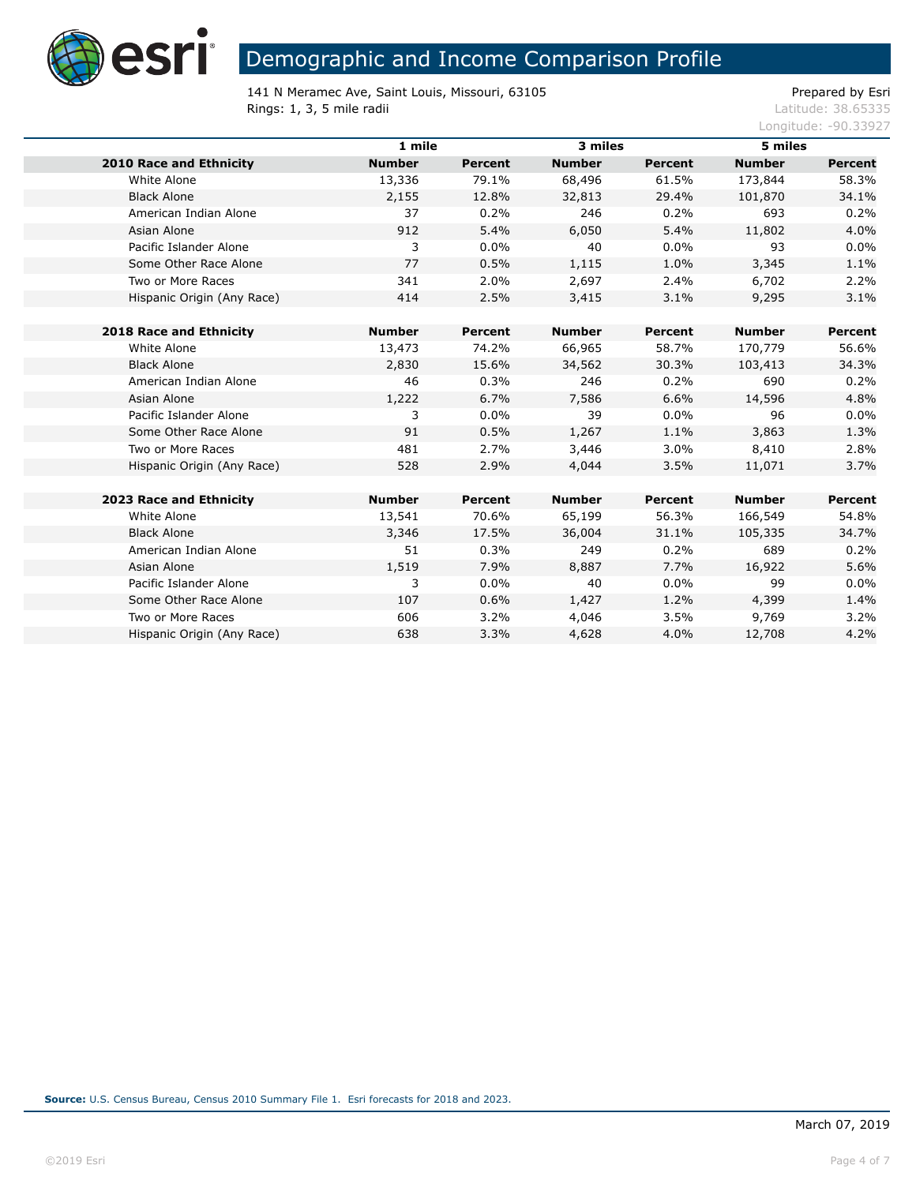# Demographic and Income Comparison Profile

141 N Meramec Ave, Saint Louis, Missouri, 63105
Rings: 1, 3, 5 mile radii

Prepared by Esri
Latitude: 38.65335
Longitude: -90.33927

| | 1 mile | | 3 miles | | 5 miles | |
|---|---|---|---|---|---|---|
| **2010 Race and Ethnicity** | **Number** | **Percent** | **Number** | **Percent** | **Number** | **Percent** |
| White Alone | 13,336 | 79.1% | 68,496 | 61.5% | 173,844 | 58.3% |
| Black Alone | 2,155 | 12.8% | 32,813 | 29.4% | 101,870 | 34.1% |
| American Indian Alone | 37 | 0.2% | 246 | 0.2% | 693 | 0.2% |
| Asian Alone | 912 | 5.4% | 6,050 | 5.4% | 11,802 | 4.0% |
| Pacific Islander Alone | 3 | 0.0% | 40 | 0.0% | 93 | 0.0% |
| Some Other Race Alone | 77 | 0.5% | 1,115 | 1.0% | 3,345 | 1.1% |
| Two or More Races | 341 | 2.0% | 2,697 | 2.4% | 6,702 | 2.2% |
| Hispanic Origin (Any Race) | 414 | 2.5% | 3,415 | 3.1% | 9,295 | 3.1% |
| | | | | | | |
| **2018 Race and Ethnicity** | **Number** | **Percent** | **Number** | **Percent** | **Number** | **Percent** |
| White Alone | 13,473 | 74.2% | 66,965 | 58.7% | 170,779 | 56.6% |
| Black Alone | 2,830 | 15.6% | 34,562 | 30.3% | 103,413 | 34.3% |
| American Indian Alone | 46 | 0.3% | 246 | 0.2% | 690 | 0.2% |
| Asian Alone | 1,222 | 6.7% | 7,586 | 6.6% | 14,596 | 4.8% |
| Pacific Islander Alone | 3 | 0.0% | 39 | 0.0% | 96 | 0.0% |
| Some Other Race Alone | 91 | 0.5% | 1,267 | 1.1% | 3,863 | 1.3% |
| Two or More Races | 481 | 2.7% | 3,446 | 3.0% | 8,410 | 2.8% |
| Hispanic Origin (Any Race) | 528 | 2.9% | 4,044 | 3.5% | 11,071 | 3.7% |
| | | | | | | |
| **2023 Race and Ethnicity** | **Number** | **Percent** | **Number** | **Percent** | **Number** | **Percent** |
| White Alone | 13,541 | 70.6% | 65,199 | 56.3% | 166,549 | 54.8% |
| Black Alone | 3,346 | 17.5% | 36,004 | 31.1% | 105,335 | 34.7% |
| American Indian Alone | 51 | 0.3% | 249 | 0.2% | 689 | 0.2% |
| Asian Alone | 1,519 | 7.9% | 8,887 | 7.7% | 16,922 | 5.6% |
| Pacific Islander Alone | 3 | 0.0% | 40 | 0.0% | 99 | 0.0% |
| Some Other Race Alone | 107 | 0.6% | 1,427 | 1.2% | 4,399 | 1.4% |
| Two or More Races | 606 | 3.2% | 4,046 | 3.5% | 9,769 | 3.2% |
| Hispanic Origin (Any Race) | 638 | 3.3% | 4,628 | 4.0% | 12,708 | 4.2% |

**Source:** U.S. Census Bureau, Census 2010 Summary File 1. Esri forecasts for 2018 and 2023.

March 07, 2019

©2019 Esri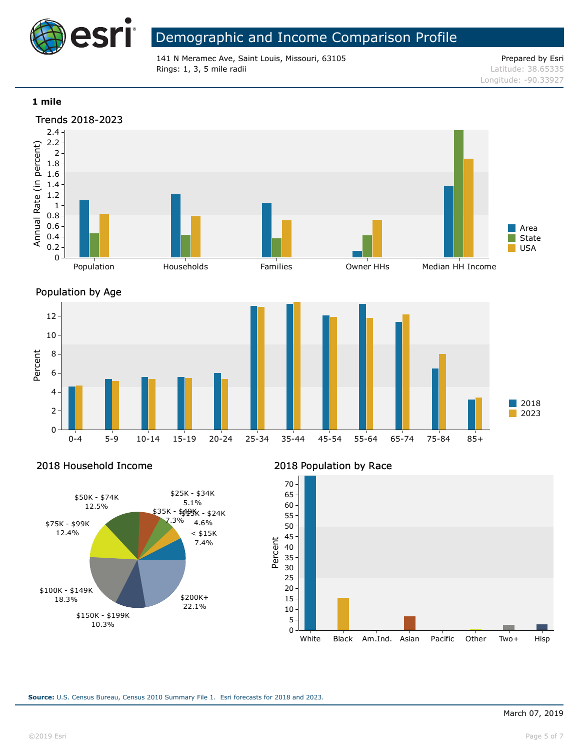# Demographic and Income Comparison Profile

141 N Meramec Ave, Saint Louis, Missouri, 63105
Rings: 1, 3, 5 mile radii

Prepared by Esri
Latitude: 38.65335
Longitude: -90.33927

**1 mile**

## Trends 2018-2023

Annual Rate (in percent)

Population, Households, Families, Owner HHs, Median HH Income

Area, State, USA

## Population by Age

Percent

0-4, 5-9, 10-14, 15-19, 20-24, 25-34, 35-44, 45-54, 55-64, 65-74, 75-84, 85+

2018, 2023

## 2018 Household Income

- < $15K: 7.4%
- $15K - $24K: 4.6%
- $25K - $34K: 5.1%
- $35K - $49K: 7.3%
- $50K - $74K: 12.5%
- $75K - $99K: 12.4%
- $100K - $149K: 18.3%
- $150K - $199K: 10.3%
- $200K+: 22.1%

## 2018 Population by Race

Percent

White, Black, Am.Ind., Asian, Pacific, Other, Two+, Hisp

**Source:** U.S. Census Bureau, Census 2010 Summary File 1. Esri forecasts for 2018 and 2023.

March 07, 2019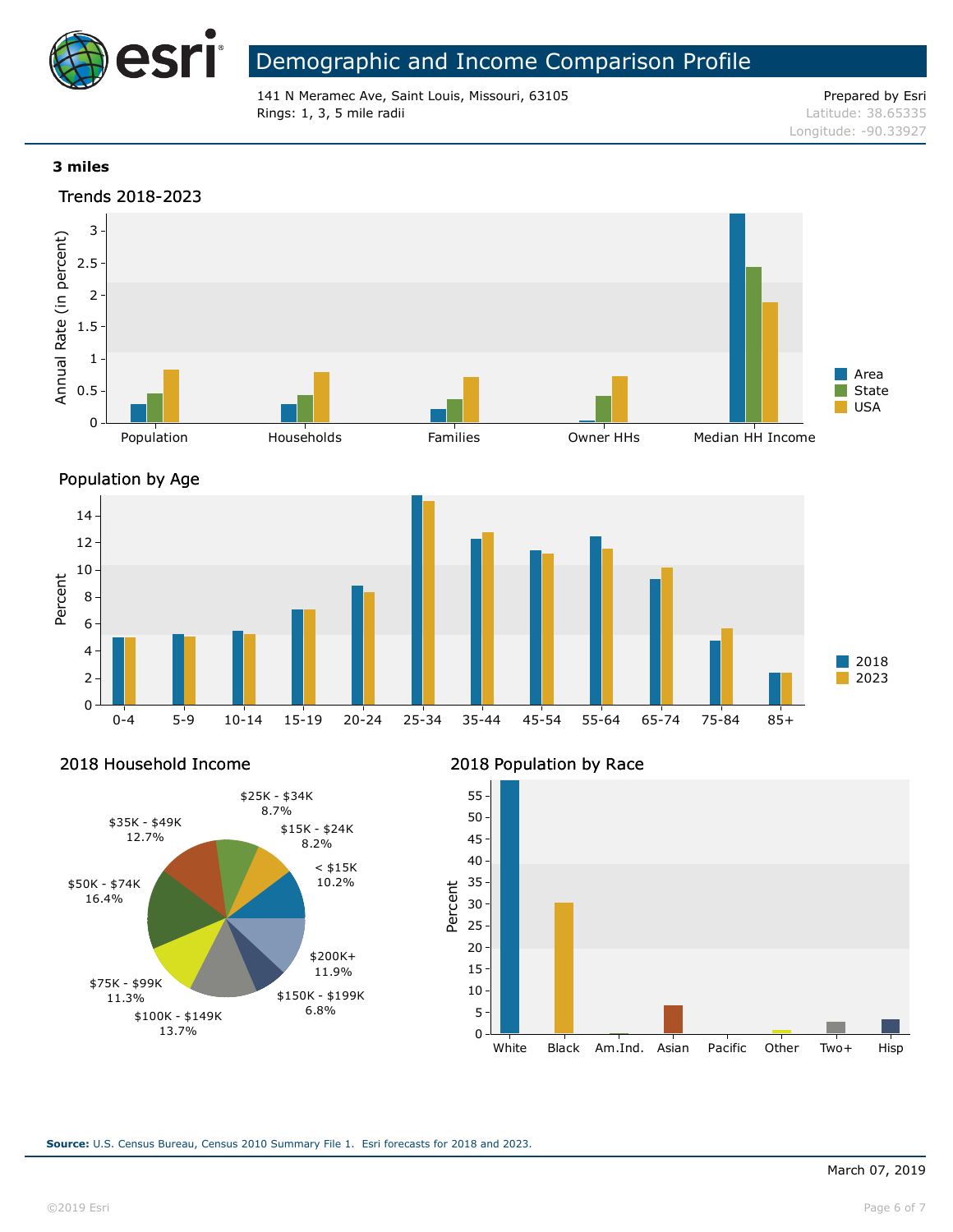# Demographic and Income Comparison Profile

141 N Meramec Ave, Saint Louis, Missouri, 63105
Rings: 1, 3, 5 mile radii

Prepared by Esri
Latitude: 38.65335
Longitude: -90.33927

**3 miles**

## Trends 2018-2023

Annual Rate (in percent)

Population, Households, Families, Owner HHs, Median HH Income

Legend: Area, State, USA

## Population by Age

Percent

0-4, 5-9, 10-14, 15-19, 20-24, 25-34, 35-44, 45-54, 55-64, 65-74, 75-84, 85+

Legend: 2018, 2023

## 2018 Household Income

| Income | Percent |
|---|---|
| < $15K | 10.2% |
| $15K - $24K | 8.2% |
| $25K - $34K | 8.7% |
| $35K - $49K | 12.7% |
| $50K - $74K | 16.4% |
| $75K - $99K | 11.3% |
| $100K - $149K | 13.7% |
| $150K - $199K | 6.8% |
| $200K+ | 11.9% |

## 2018 Population by Race

Percent

White, Black, Am.Ind., Asian, Pacific, Other, Two+, Hisp

**Source:** U.S. Census Bureau, Census 2010 Summary File 1. Esri forecasts for 2018 and 2023.

March 07, 2019

©2019 Esri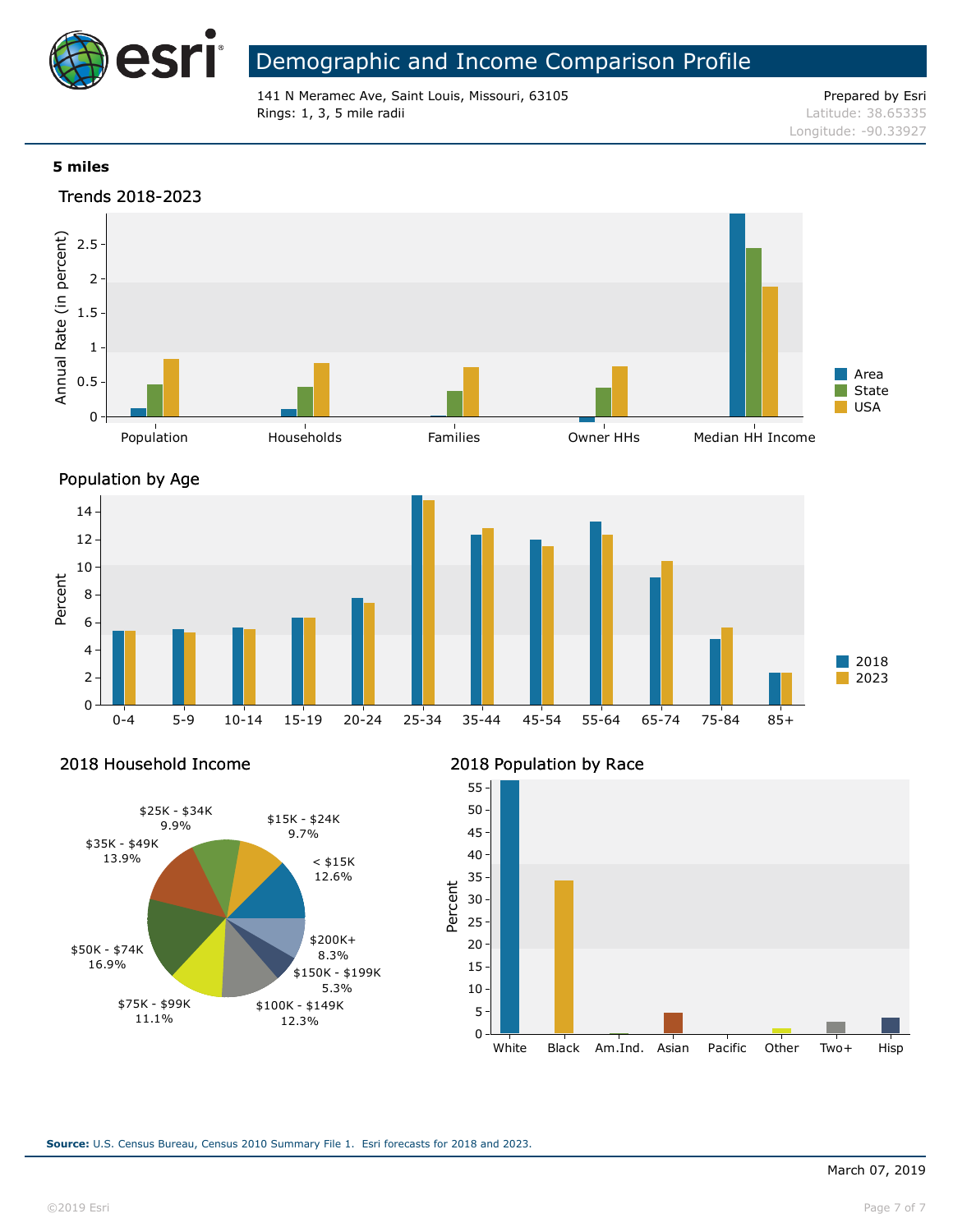# Demographic and Income Comparison Profile

141 N Meramec Ave, Saint Louis, Missouri, 63105
Rings: 1, 3, 5 mile radii

Prepared by Esri
Latitude: 38.65335
Longitude: -90.33927

**5 miles**

## Trends 2018-2023

Annual Rate (in percent)

0, 0.5, 1, 1.5, 2, 2.5

Population, Households, Families, Owner HHs, Median HH Income

Area, State, USA

## Population by Age

Percent

0, 2, 4, 6, 8, 10, 12, 14

0-4, 5-9, 10-14, 15-19, 20-24, 25-34, 35-44, 45-54, 55-64, 65-74, 75-84, 85+

2018, 2023

## 2018 Household Income

< $15K 12.6%
$15K - $24K 9.7%
$25K - $34K 9.9%
$35K - $49K 13.9%
$50K - $74K 16.9%
$75K - $99K 11.1%
$100K - $149K 12.3%
$150K - $199K 5.3%
$200K+ 8.3%

## 2018 Population by Race

Percent

0, 5, 10, 15, 20, 25, 30, 35, 40, 45, 50, 55

White, Black, Am.Ind., Asian, Pacific, Other, Two+, Hisp

**Source:** U.S. Census Bureau, Census 2010 Summary File 1. Esri forecasts for 2018 and 2023.

March 07, 2019

©2019 Esri